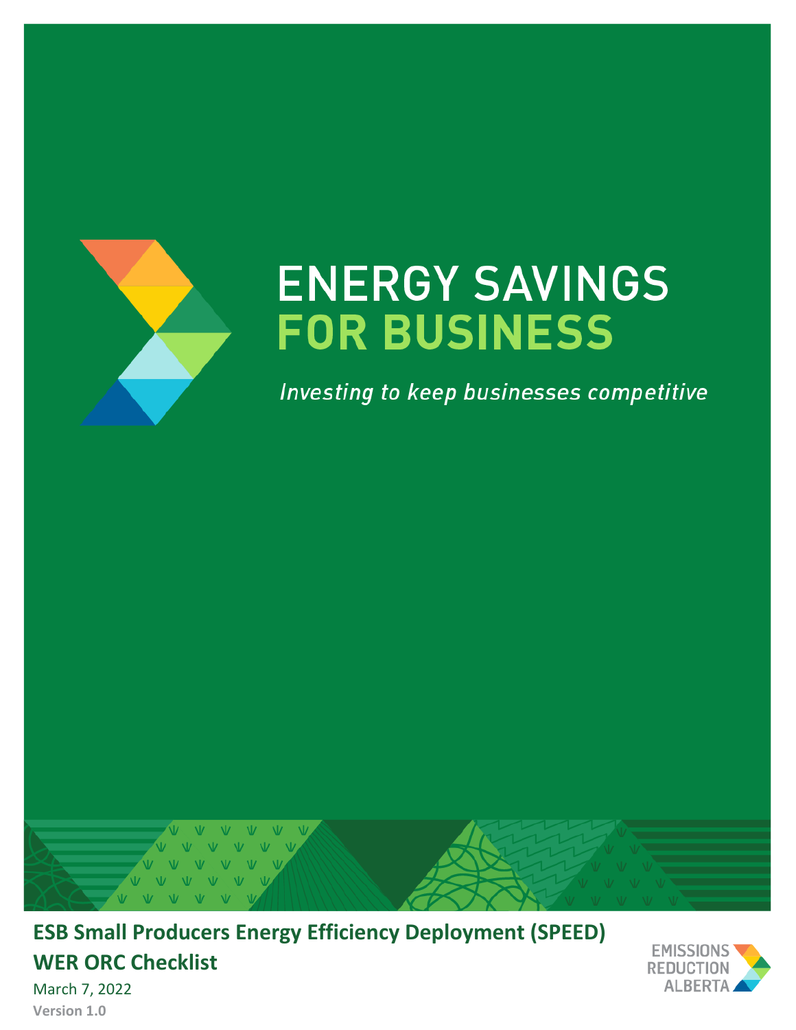# ENERGY SAVINGS FOR BUSINESS

*Investing to keep businesses competitive*

## ESB Small Producers Energy Efficiency Deployment (SPEED)

## WER ORC Checklist

March 7, 2022

**Version 1.0**

EMISSIONS REDUCTION ALBERTA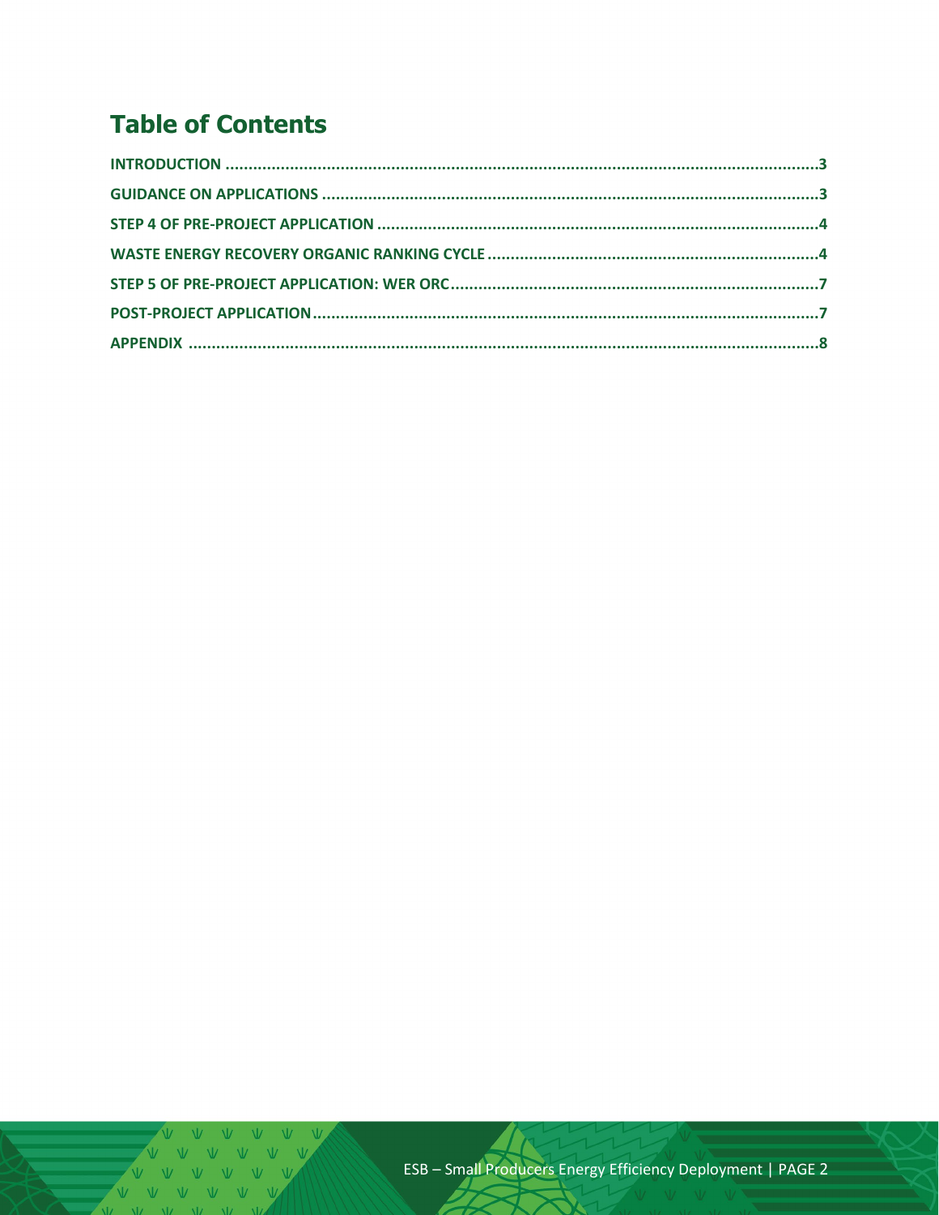# Table of Contents

INTRODUCTION ....................................................................................................................3

GUIDANCE ON APPLICATIONS ..........................................................................................3

STEP 4 OF PRE-PROJECT APPLICATION ...........................................................................4

WASTE ENERGY RECOVERY ORGANIC RANKING CYCLE ...............................................4

STEP 5 OF PRE-PROJECT APPLICATION: WER ORC..........................................................7

POST-PROJECT APPLICATION............................................................................................7

APPENDIX ..........................................................................................................................8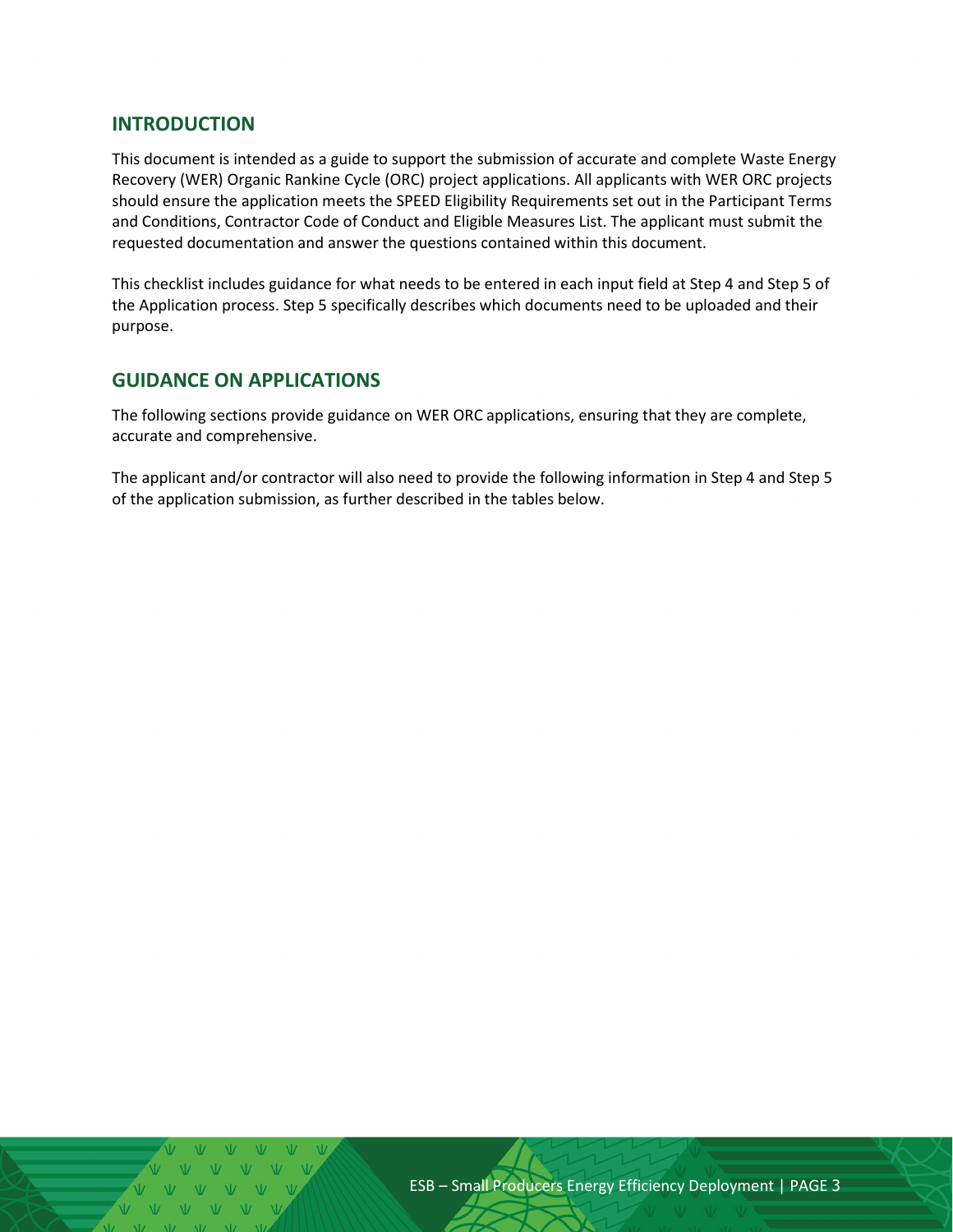## INTRODUCTION

This document is intended as a guide to support the submission of accurate and complete Waste Energy Recovery (WER) Organic Rankine Cycle (ORC) project applications. All applicants with WER ORC projects should ensure the application meets the SPEED Eligibility Requirements set out in the Participant Terms and Conditions, Contractor Code of Conduct and Eligible Measures List. The applicant must submit the requested documentation and answer the questions contained within this document.

This checklist includes guidance for what needs to be entered in each input field at Step 4 and Step 5 of the Application process. Step 5 specifically describes which documents need to be uploaded and their purpose.

## GUIDANCE ON APPLICATIONS

The following sections provide guidance on WER ORC applications, ensuring that they are complete, accurate and comprehensive.

The applicant and/or contractor will also need to provide the following information in Step 4 and Step 5 of the application submission, as further described in the tables below.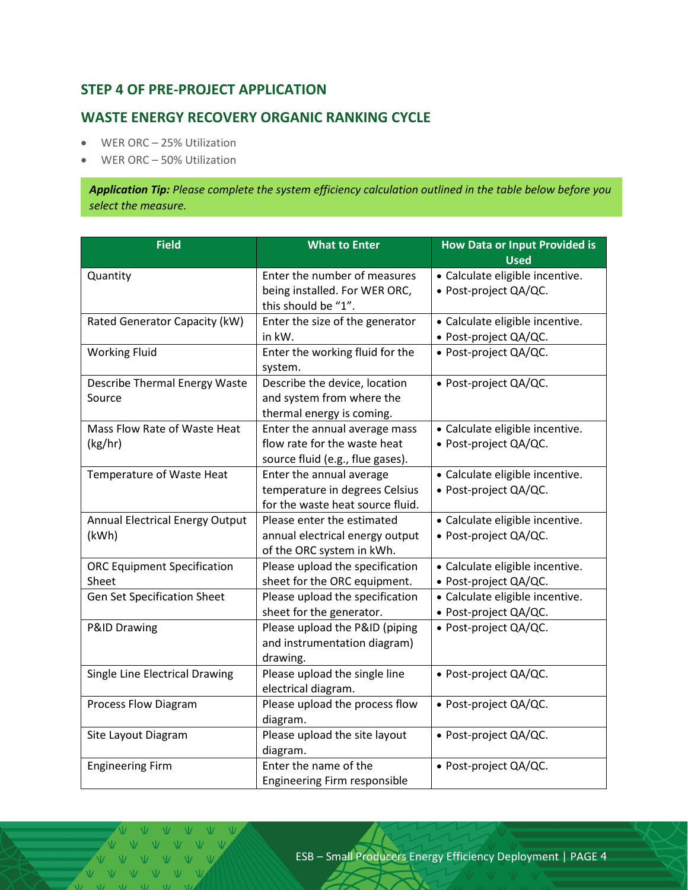## STEP 4 OF PRE-PROJECT APPLICATION

## WASTE ENERGY RECOVERY ORGANIC RANKING CYCLE

- WER ORC – 25% Utilization
- WER ORC – 50% Utilization

***Application Tip:*** *Please complete the system efficiency calculation outlined in the table below before you select the measure.*

| Field | What to Enter | How Data or Input Provided is Used |
|---|---|---|
| Quantity | Enter the number of measures being installed. For WER ORC, this should be "1". | • Calculate eligible incentive.<br>• Post-project QA/QC. |
| Rated Generator Capacity (kW) | Enter the size of the generator in kW. | • Calculate eligible incentive.<br>• Post-project QA/QC. |
| Working Fluid | Enter the working fluid for the system. | • Post-project QA/QC. |
| Describe Thermal Energy Waste Source | Describe the device, location and system from where the thermal energy is coming. | • Post-project QA/QC. |
| Mass Flow Rate of Waste Heat (kg/hr) | Enter the annual average mass flow rate for the waste heat source fluid (e.g., flue gases). | • Calculate eligible incentive.<br>• Post-project QA/QC. |
| Temperature of Waste Heat | Enter the annual average temperature in degrees Celsius for the waste heat source fluid. | • Calculate eligible incentive.<br>• Post-project QA/QC. |
| Annual Electrical Energy Output (kWh) | Please enter the estimated annual electrical energy output of the ORC system in kWh. | • Calculate eligible incentive.<br>• Post-project QA/QC. |
| ORC Equipment Specification Sheet | Please upload the specification sheet for the ORC equipment. | • Calculate eligible incentive.<br>• Post-project QA/QC. |
| Gen Set Specification Sheet | Please upload the specification sheet for the generator. | • Calculate eligible incentive.<br>• Post-project QA/QC. |
| P&ID Drawing | Please upload the P&ID (piping and instrumentation diagram) drawing. | • Post-project QA/QC. |
| Single Line Electrical Drawing | Please upload the single line electrical diagram. | • Post-project QA/QC. |
| Process Flow Diagram | Please upload the process flow diagram. | • Post-project QA/QC. |
| Site Layout Diagram | Please upload the site layout diagram. | • Post-project QA/QC. |
| Engineering Firm | Enter the name of the Engineering Firm responsible | • Post-project QA/QC. |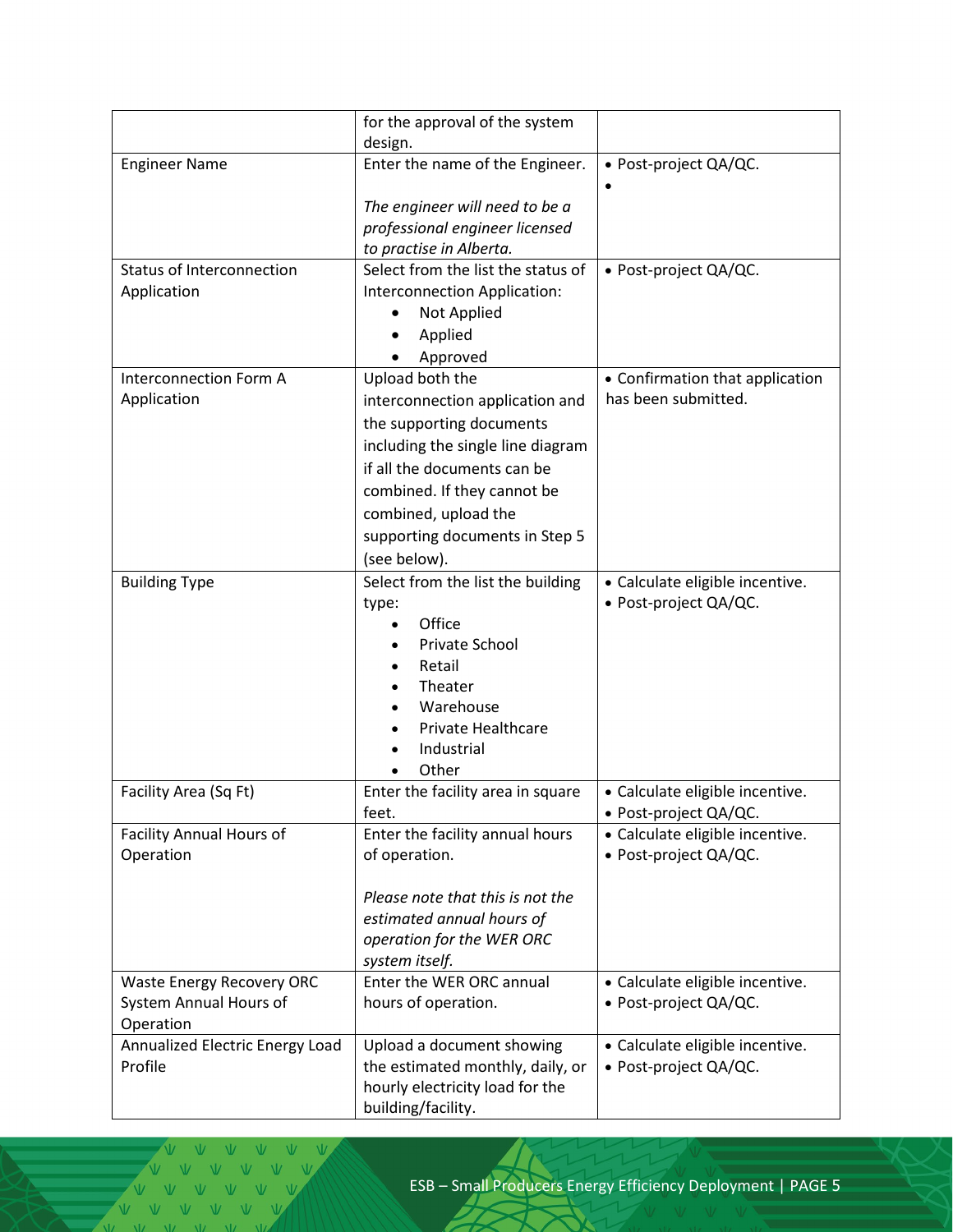| | | |
|---|---|---|
| | for the approval of the system design. | |
| Engineer Name | Enter the name of the Engineer.<br><br>*The engineer will need to be a professional engineer licensed to practise in Alberta.* | • Post-project QA/QC.<br>• |
| Status of Interconnection Application | Select from the list the status of Interconnection Application:<br>• Not Applied<br>• Applied<br>• Approved | • Post-project QA/QC. |
| Interconnection Form A Application | Upload both the interconnection application and the supporting documents including the single line diagram if all the documents can be combined. If they cannot be combined, upload the supporting documents in Step 5 (see below). | • Confirmation that application has been submitted. |
| Building Type | Select from the list the building type:<br>• Office<br>• Private School<br>• Retail<br>• Theater<br>• Warehouse<br>• Private Healthcare<br>• Industrial<br>• Other | • Calculate eligible incentive.<br>• Post-project QA/QC. |
| Facility Area (Sq Ft) | Enter the facility area in square feet. | • Calculate eligible incentive.<br>• Post-project QA/QC. |
| Facility Annual Hours of Operation | Enter the facility annual hours of operation.<br><br>*Please note that this is not the estimated annual hours of operation for the WER ORC system itself.* | • Calculate eligible incentive.<br>• Post-project QA/QC. |
| Waste Energy Recovery ORC System Annual Hours of Operation | Enter the WER ORC annual hours of operation. | • Calculate eligible incentive.<br>• Post-project QA/QC. |
| Annualized Electric Energy Load Profile | Upload a document showing the estimated monthly, daily, or hourly electricity load for the building/facility. | • Calculate eligible incentive.<br>• Post-project QA/QC. |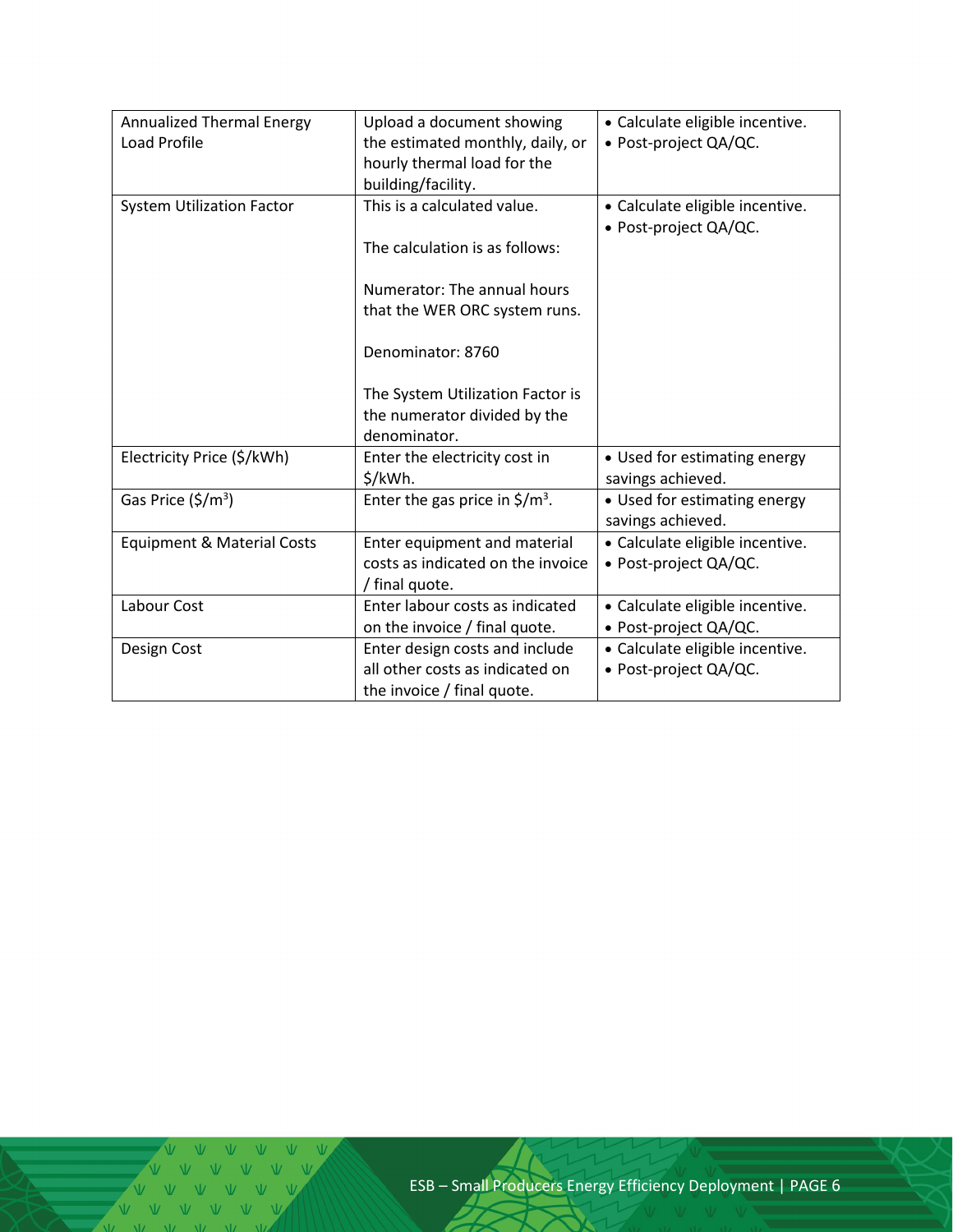| | | |
|---|---|---|
| Annualized Thermal Energy Load Profile | Upload a document showing the estimated monthly, daily, or hourly thermal load for the building/facility. | • Calculate eligible incentive.<br>• Post-project QA/QC. |
| System Utilization Factor | This is a calculated value.<br><br>The calculation is as follows:<br><br>Numerator: The annual hours that the WER ORC system runs.<br><br>Denominator: 8760<br><br>The System Utilization Factor is the numerator divided by the denominator. | • Calculate eligible incentive.<br>• Post-project QA/QC. |
| Electricity Price ($/kWh) | Enter the electricity cost in $/kWh. | • Used for estimating energy savings achieved. |
| Gas Price ($/m³) | Enter the gas price in $/m³. | • Used for estimating energy savings achieved. |
| Equipment & Material Costs | Enter equipment and material costs as indicated on the invoice / final quote. | • Calculate eligible incentive.<br>• Post-project QA/QC. |
| Labour Cost | Enter labour costs as indicated on the invoice / final quote. | • Calculate eligible incentive.<br>• Post-project QA/QC. |
| Design Cost | Enter design costs and include all other costs as indicated on the invoice / final quote. | • Calculate eligible incentive.<br>• Post-project QA/QC. |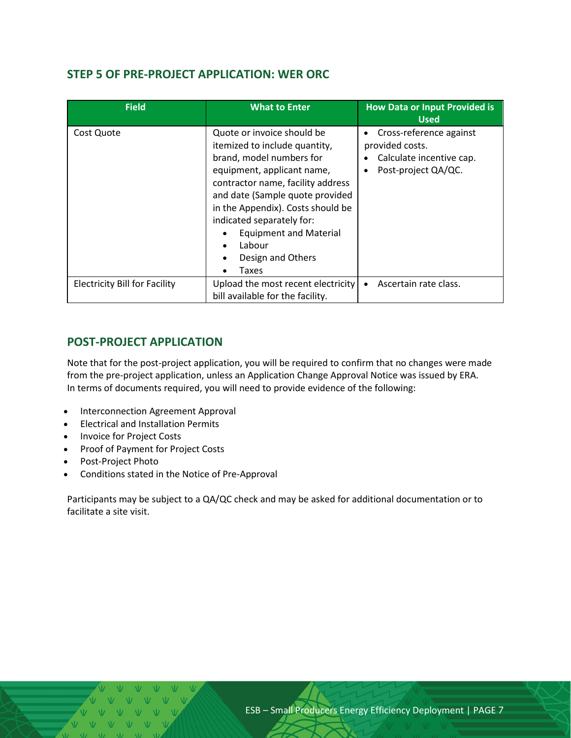## STEP 5 OF PRE-PROJECT APPLICATION: WER ORC

| Field | What to Enter | How Data or Input Provided is Used |
|---|---|---|
| Cost Quote | Quote or invoice should be itemized to include quantity, brand, model numbers for equipment, applicant name, contractor name, facility address and date (Sample quote provided in the Appendix). Costs should be indicated separately for:<br>• Equipment and Material<br>• Labour<br>• Design and Others<br>• Taxes | • Cross-reference against provided costs.<br>• Calculate incentive cap.<br>• Post-project QA/QC. |
| Electricity Bill for Facility | Upload the most recent electricity bill available for the facility. | • Ascertain rate class. |

## POST-PROJECT APPLICATION

Note that for the post-project application, you will be required to confirm that no changes were made from the pre-project application, unless an Application Change Approval Notice was issued by ERA. In terms of documents required, you will need to provide evidence of the following:

- Interconnection Agreement Approval
- Electrical and Installation Permits
- Invoice for Project Costs
- Proof of Payment for Project Costs
- Post-Project Photo
- Conditions stated in the Notice of Pre-Approval

Participants may be subject to a QA/QC check and may be asked for additional documentation or to facilitate a site visit.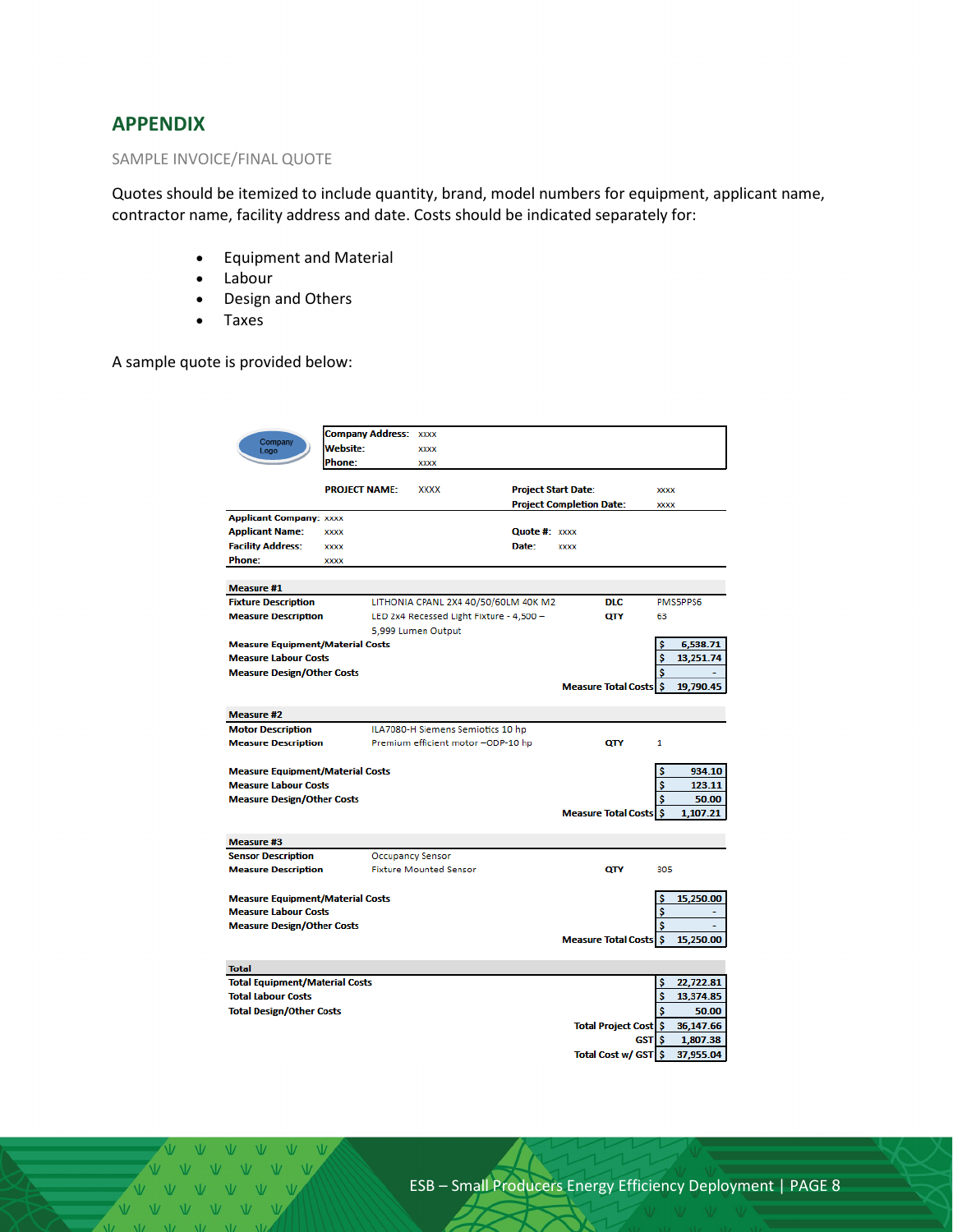## APPENDIX

### SAMPLE INVOICE/FINAL QUOTE

Quotes should be itemized to include quantity, brand, model numbers for equipment, applicant name, contractor name, facility address and date. Costs should be indicated separately for:

- Equipment and Material
- Labour
- Design and Others
- Taxes

A sample quote is provided below:

Company Logo

**Company Address:** xxxx
**Website:** xxxx
**Phone:** xxxx

**PROJECT NAME:** XXXX
**Project Start Date:** xxxx
**Project Completion Date:** xxxx

**Applicant Company:** xxxx
**Applicant Name:** xxxx
**Facility Address:** xxxx
**Phone:** xxxx

**Quote #:** xxxx
**Date:** xxxx

| | | | |
|---|---|---|---|
| **Measure #1** | | | |
| **Fixture Description** | LITHONIA CPANL 2X4 40/50/60LM 40K M2 | **DLC** | PMS5PPS6 |
| **Measure Description** | LED 2x4 Recessed Light Fixture - 4,500 – 5,999 Lumen Output | **QTY** | 63 |
| **Measure Equipment/Material Costs** | | | $ 6,538.71 |
| **Measure Labour Costs** | | | $ 13,251.74 |
| **Measure Design/Other Costs** | | | $ - |
| | | **Measure Total Costs** | $ 19,790.45 |
| **Measure #2** | | | |
| **Motor Description** | ILA7080-H Siemens Semiotics 10 hp | | |
| **Measure Description** | Premium efficient motor –ODP-10 hp | **QTY** | 1 |
| **Measure Equipment/Material Costs** | | | $ 934.10 |
| **Measure Labour Costs** | | | $ 123.11 |
| **Measure Design/Other Costs** | | | $ 50.00 |
| | | **Measure Total Costs** | $ 1,107.21 |
| **Measure #3** | | | |
| **Sensor Description** | Occupancy Sensor | | |
| **Measure Description** | Fixture Mounted Sensor | **QTY** | 305 |
| **Measure Equipment/Material Costs** | | | $ 15,250.00 |
| **Measure Labour Costs** | | | $ - |
| **Measure Design/Other Costs** | | | $ - |
| | | **Measure Total Costs** | $ 15,250.00 |
| **Total** | | | |
| **Total Equipment/Material Costs** | | | $ 22,722.81 |
| **Total Labour Costs** | | | $ 13,374.85 |
| **Total Design/Other Costs** | | | $ 50.00 |
| | | **Total Project Cost** | $ 36,147.66 |
| | | **GST** | $ 1,807.38 |
| | | **Total Cost w/ GST** | $ 37,955.04 |